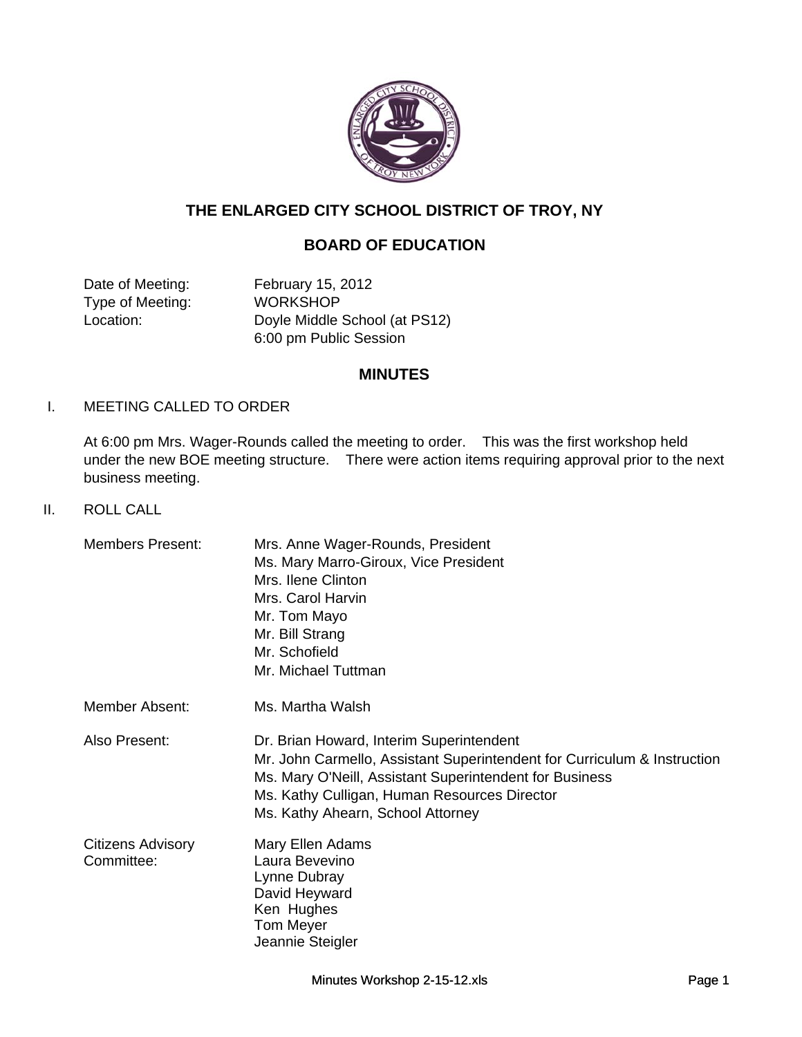# THE ENLARGED CITY SCHOOL DISTRICT OF TROY, NY

## BOARD OF EDUCATION

| | |
|---|---|
| Date of Meeting: | February 15, 2012 |
| Type of Meeting: | WORKSHOP |
| Location: | Doyle Middle School (at PS12) |
| | 6:00 pm Public Session |

## MINUTES

I. MEETING CALLED TO ORDER

At 6:00 pm Mrs. Wager-Rounds called the meeting to order. This was the first workshop held under the new BOE meeting structure. There were action items requiring approval prior to the next business meeting.

II. ROLL CALL

| | |
|---|---|
| Members Present: | Mrs. Anne Wager-Rounds, President |
| | Ms. Mary Marro-Giroux, Vice President |
| | Mrs. Ilene Clinton |
| | Mrs. Carol Harvin |
| | Mr. Tom Mayo |
| | Mr. Bill Strang |
| | Mr. Schofield |
| | Mr. Michael Tuttman |
| Member Absent: | Ms. Martha Walsh |
| Also Present: | Dr. Brian Howard, Interim Superintendent |
| | Mr. John Carmello, Assistant Superintendent for Curriculum & Instruction |
| | Ms. Mary O'Neill, Assistant Superintendent for Business |
| | Ms. Kathy Culligan, Human Resources Director |
| | Ms. Kathy Ahearn, School Attorney |
| Citizens Advisory Committee: | Mary Ellen Adams |
| | Laura Bevevino |
| | Lynne Dubray |
| | David Heyward |
| | Ken Hughes |
| | Tom Meyer |
| | Jeannie Steigler |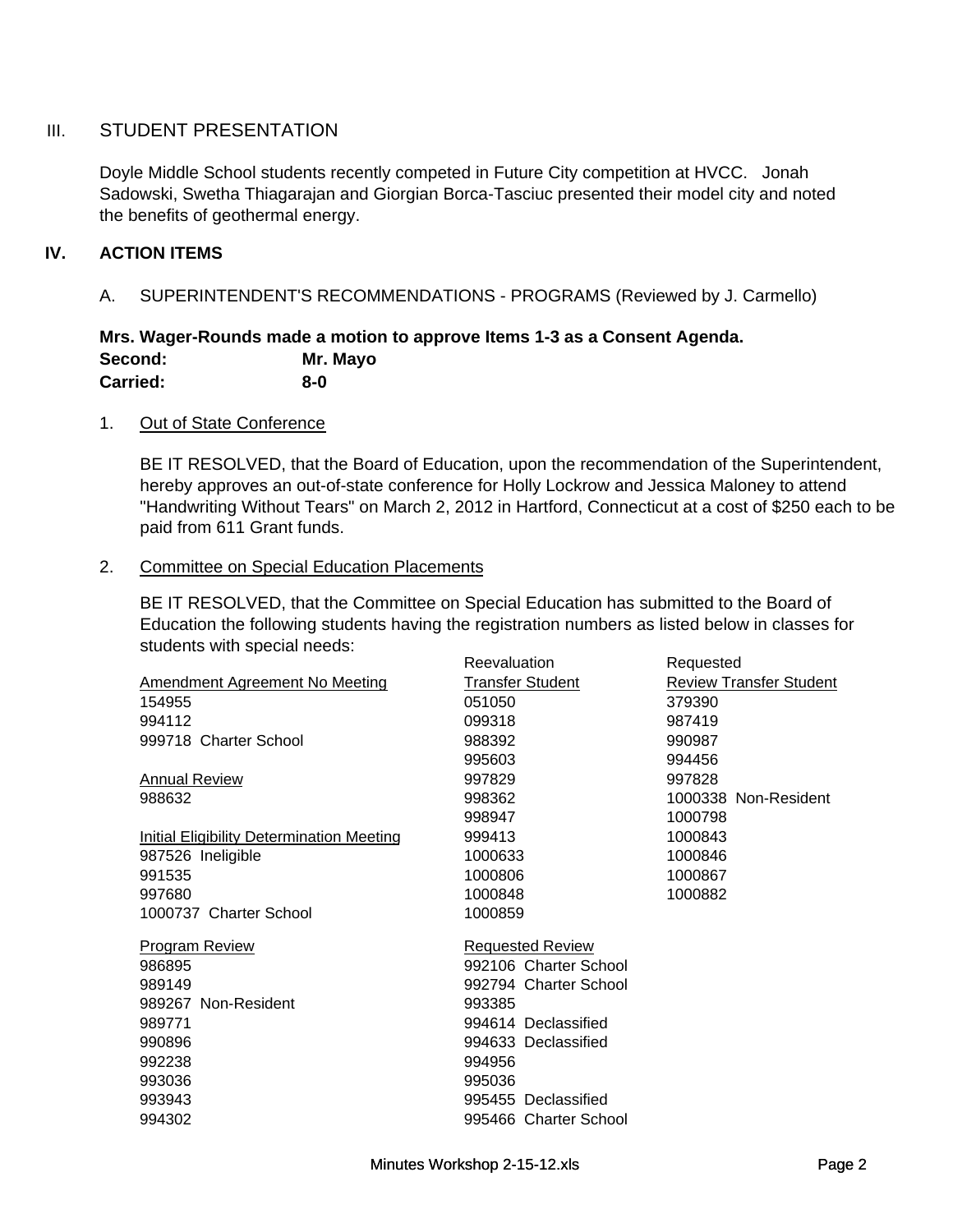## III. STUDENT PRESENTATION

Doyle Middle School students recently competed in Future City competition at HVCC. Jonah Sadowski, Swetha Thiagarajan and Giorgian Borca-Tasciuc presented their model city and noted the benefits of geothermal energy.

## IV. ACTION ITEMS

A. SUPERINTENDENT'S RECOMMENDATIONS - PROGRAMS (Reviewed by J. Carmello)

**Mrs. Wager-Rounds made a motion to approve Items 1-3 as a Consent Agenda.**
**Second: Mr. Mayo**
**Carried: 8-0**

1. Out of State Conference

BE IT RESOLVED, that the Board of Education, upon the recommendation of the Superintendent, hereby approves an out-of-state conference for Holly Lockrow and Jessica Maloney to attend "Handwriting Without Tears" on March 2, 2012 in Hartford, Connecticut at a cost of $250 each to be paid from 611 Grant funds.

2. Committee on Special Education Placements

BE IT RESOLVED, that the Committee on Special Education has submitted to the Board of Education the following students having the registration numbers as listed below in classes for students with special needs:

**Amendment Agreement No Meeting**
154955
994112
999718 Charter School

**Annual Review**
988632

**Initial Eligibility Determination Meeting**
987526 Ineligible
991535
997680
1000737 Charter School

**Program Review**
986895
989149
989267 Non-Resident
989771
990896
992238
993036
993943
994302

**Reevaluation Transfer Student**
051050
099318
988392
995603
997829
998362
998947
999413
1000633
1000806
1000848
1000859

**Requested Review**
992106 Charter School
992794 Charter School
993385
994614 Declassified
994633 Declassified
994956
995036
995455 Declassified
995466 Charter School

**Requested Review Transfer Student**
379390
987419
990987
994456
997828
1000338 Non-Resident
1000798
1000843
1000846
1000867
1000882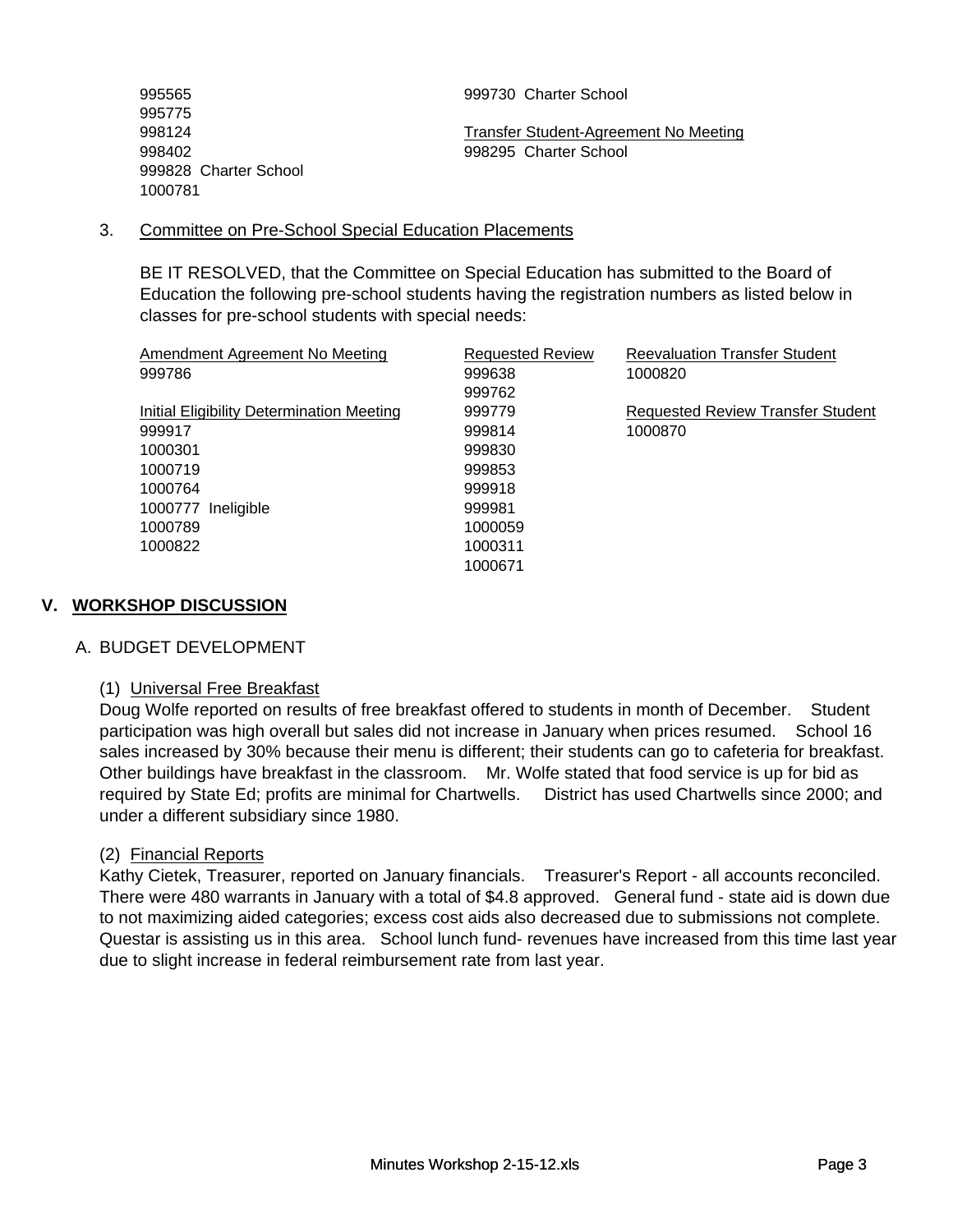995565
995775
998124
998402
999828 Charter School
1000781

999730 Charter School

Transfer Student-Agreement No Meeting
998295 Charter School

3. Committee on Pre-School Special Education Placements

BE IT RESOLVED, that the Committee on Special Education has submitted to the Board of Education the following pre-school students having the registration numbers as listed below in classes for pre-school students with special needs:

Amendment Agreement No Meeting
999786

Initial Eligibility Determination Meeting
999917
1000301
1000719
1000764
1000777 Ineligible
1000789
1000822

Requested Review
999638
999762
999779
999814
999830
999853
999918
999981
1000059
1000311
1000671

Reevaluation Transfer Student
1000820

Requested Review Transfer Student
1000870

## V. WORKSHOP DISCUSSION

### A. BUDGET DEVELOPMENT

(1) Universal Free Breakfast

Doug Wolfe reported on results of free breakfast offered to students in month of December. Student participation was high overall but sales did not increase in January when prices resumed. School 16 sales increased by 30% because their menu is different; their students can go to cafeteria for breakfast. Other buildings have breakfast in the classroom. Mr. Wolfe stated that food service is up for bid as required by State Ed; profits are minimal for Chartwells. District has used Chartwells since 2000; and under a different subsidiary since 1980.

(2) Financial Reports

Kathy Cietek, Treasurer, reported on January financials. Treasurer's Report - all accounts reconciled. There were 480 warrants in January with a total of $4.8 approved. General fund - state aid is down due to not maximizing aided categories; excess cost aids also decreased due to submissions not complete. Questar is assisting us in this area. School lunch fund- revenues have increased from this time last year due to slight increase in federal reimbursement rate from last year.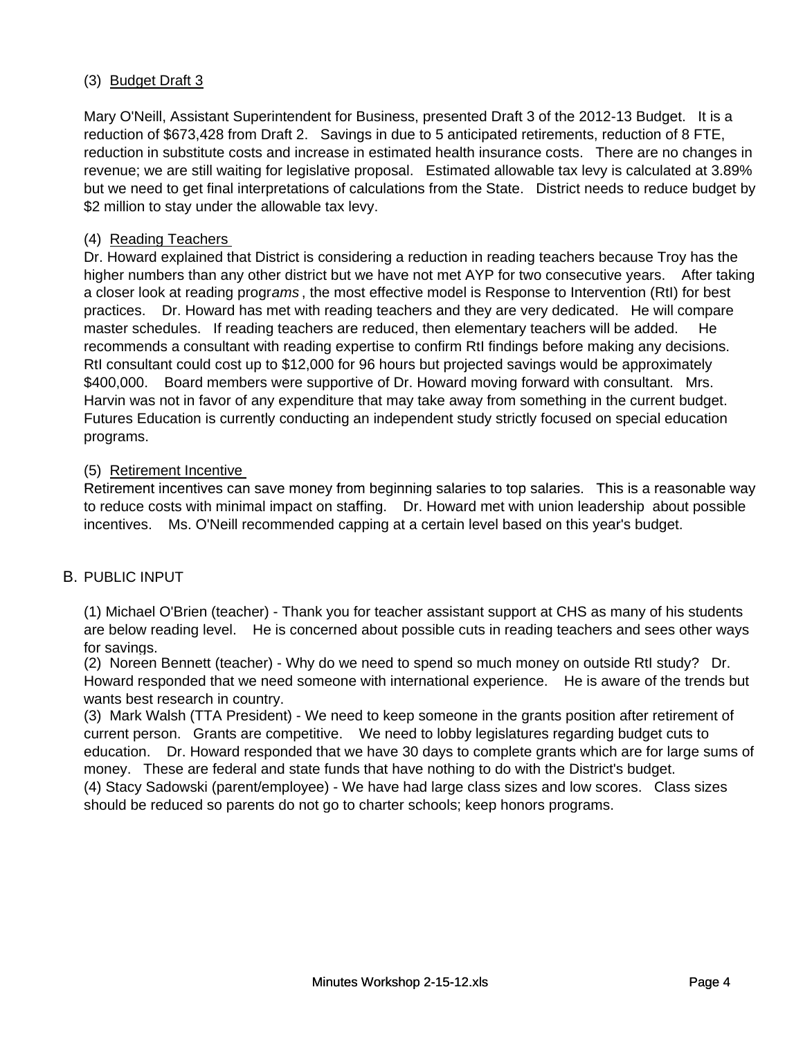(3) Budget Draft 3

Mary O'Neill, Assistant Superintendent for Business, presented Draft 3 of the 2012-13 Budget. It is a reduction of $673,428 from Draft 2. Savings in due to 5 anticipated retirements, reduction of 8 FTE, reduction in substitute costs and increase in estimated health insurance costs. There are no changes in revenue; we are still waiting for legislative proposal. Estimated allowable tax levy is calculated at 3.89% but we need to get final interpretations of calculations from the State. District needs to reduce budget by $2 million to stay under the allowable tax levy.

(4) Reading Teachers

Dr. Howard explained that District is considering a reduction in reading teachers because Troy has the higher numbers than any other district but we have not met AYP for two consecutive years. After taking a closer look at reading progr*ams* , the most effective model is Response to Intervention (RtI) for best practices. Dr. Howard has met with reading teachers and they are very dedicated. He will compare master schedules. If reading teachers are reduced, then elementary teachers will be added. He recommends a consultant with reading expertise to confirm RtI findings before making any decisions. RtI consultant could cost up to $12,000 for 96 hours but projected savings would be approximately $400,000. Board members were supportive of Dr. Howard moving forward with consultant. Mrs. Harvin was not in favor of any expenditure that may take away from something in the current budget. Futures Education is currently conducting an independent study strictly focused on special education programs.

(5) Retirement Incentive

Retirement incentives can save money from beginning salaries to top salaries. This is a reasonable way to reduce costs with minimal impact on staffing. Dr. Howard met with union leadership about possible incentives. Ms. O'Neill recommended capping at a certain level based on this year's budget.

B. PUBLIC INPUT

(1) Michael O'Brien (teacher) - Thank you for teacher assistant support at CHS as many of his students are below reading level. He is concerned about possible cuts in reading teachers and sees other ways for savings.
(2) Noreen Bennett (teacher) - Why do we need to spend so much money on outside RtI study? Dr. Howard responded that we need someone with international experience. He is aware of the trends but wants best research in country.
(3) Mark Walsh (TTA President) - We need to keep someone in the grants position after retirement of current person. Grants are competitive. We need to lobby legislatures regarding budget cuts to education. Dr. Howard responded that we have 30 days to complete grants which are for large sums of money. These are federal and state funds that have nothing to do with the District's budget.
(4) Stacy Sadowski (parent/employee) - We have had large class sizes and low scores. Class sizes should be reduced so parents do not go to charter schools; keep honors programs.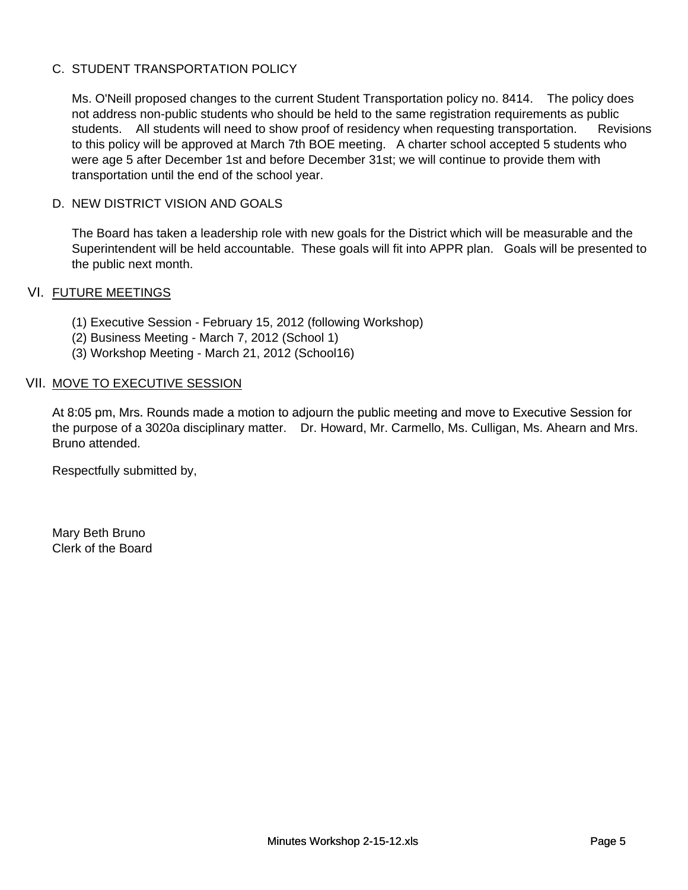### C. STUDENT TRANSPORTATION POLICY

Ms. O'Neill proposed changes to the current Student Transportation policy no. 8414. The policy does not address non-public students who should be held to the same registration requirements as public students. All students will need to show proof of residency when requesting transportation. Revisions to this policy will be approved at March 7th BOE meeting. A charter school accepted 5 students who were age 5 after December 1st and before December 31st; we will continue to provide them with transportation until the end of the school year.

### D. NEW DISTRICT VISION AND GOALS

The Board has taken a leadership role with new goals for the District which will be measurable and the Superintendent will be held accountable. These goals will fit into APPR plan. Goals will be presented to the public next month.

## VI. FUTURE MEETINGS

(1) Executive Session - February 15, 2012 (following Workshop)
(2) Business Meeting - March 7, 2012 (School 1)
(3) Workshop Meeting - March 21, 2012 (School16)

## VII. MOVE TO EXECUTIVE SESSION

At 8:05 pm, Mrs. Rounds made a motion to adjourn the public meeting and move to Executive Session for the purpose of a 3020a disciplinary matter. Dr. Howard, Mr. Carmello, Ms. Culligan, Ms. Ahearn and Mrs. Bruno attended.

Respectfully submitted by,

Mary Beth Bruno
Clerk of the Board